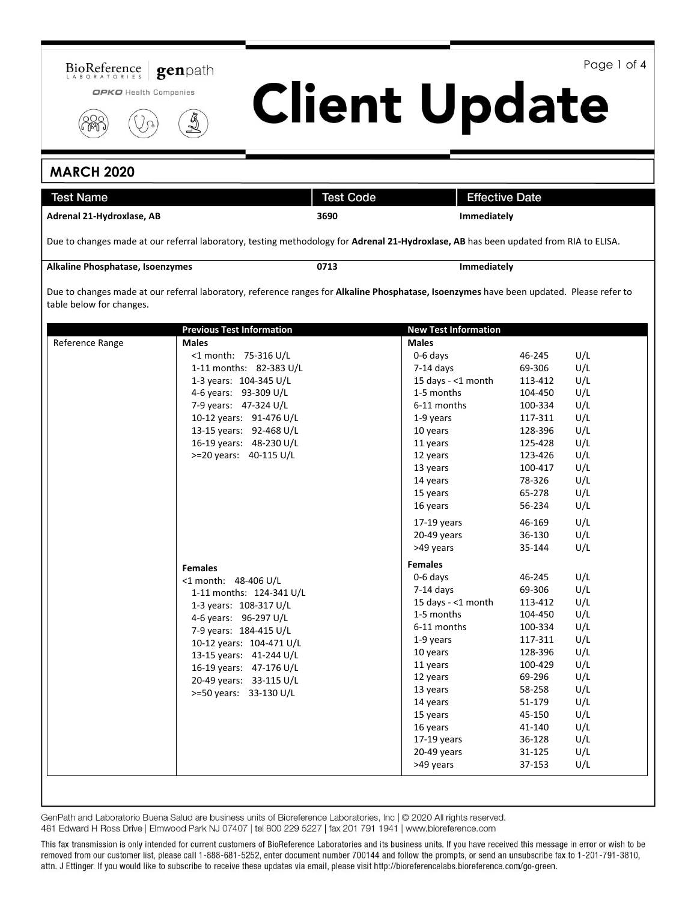BioReference LABORATORIES | genpath

OPKO Health Companies

# Client Update

## MARCH 2020

| Test Name | Test Code | Effective Date |
|---|---|---|
| **Adrenal 21-Hydroxlase, AB** | **3690** | **Immediately** |

Due to changes made at our referral laboratory, testing methodology for **Adrenal 21-Hydroxlase, AB** has been updated from RIA to ELISA.

| Test Name | Test Code | Effective Date |
|---|---|---|
| **Alkaline Phosphatase, Isoenzymes** | **0713** | **Immediately** |

Due to changes made at our referral laboratory, reference ranges for **Alkaline Phosphatase, Isoenzymes** have been updated. Please refer to table below for changes.

| | Previous Test Information | New Test Information | | |
|---|---|---|---|---|
| Reference Range | **Males** | **Males** | | |
| | <1 month: 75-316 U/L | 0-6 days | 46-245 | U/L |
| | 1-11 months: 82-383 U/L | 7-14 days | 69-306 | U/L |
| | 1-3 years: 104-345 U/L | 15 days - <1 month | 113-412 | U/L |
| | 4-6 years: 93-309 U/L | 1-5 months | 104-450 | U/L |
| | 7-9 years: 47-324 U/L | 6-11 months | 100-334 | U/L |
| | 10-12 years: 91-476 U/L | 1-9 years | 117-311 | U/L |
| | 13-15 years: 92-468 U/L | 10 years | 128-396 | U/L |
| | 16-19 years: 48-230 U/L | 11 years | 125-428 | U/L |
| | >=20 years: 40-115 U/L | 12 years | 123-426 | U/L |
| | | 13 years | 100-417 | U/L |
| | | 14 years | 78-326 | U/L |
| | | 15 years | 65-278 | U/L |
| | | 16 years | 56-234 | U/L |
| | | 17-19 years | 46-169 | U/L |
| | | 20-49 years | 36-130 | U/L |
| | | >49 years | 35-144 | U/L |
| | **Females** | **Females** | | |
| | <1 month: 48-406 U/L | 0-6 days | 46-245 | U/L |
| | 1-11 months: 124-341 U/L | 7-14 days | 69-306 | U/L |
| | 1-3 years: 108-317 U/L | 15 days - <1 month | 113-412 | U/L |
| | 4-6 years: 96-297 U/L | 1-5 months | 104-450 | U/L |
| | 7-9 years: 184-415 U/L | 6-11 months | 100-334 | U/L |
| | 10-12 years: 104-471 U/L | 1-9 years | 117-311 | U/L |
| | 13-15 years: 41-244 U/L | 10 years | 128-396 | U/L |
| | 16-19 years: 47-176 U/L | 11 years | 100-429 | U/L |
| | 20-49 years: 33-115 U/L | 12 years | 69-296 | U/L |
| | >=50 years: 33-130 U/L | 13 years | 58-258 | U/L |
| | | 14 years | 51-179 | U/L |
| | | 15 years | 45-150 | U/L |
| | | 16 years | 41-140 | U/L |
| | | 17-19 years | 36-128 | U/L |
| | | 20-49 years | 31-125 | U/L |
| | | >49 years | 37-153 | U/L |

GenPath and Laboratorio Buena Salud are business units of Bioreference Laboratories, Inc | © 2020 All rights reserved.
481 Edward H Ross Drive | Elmwood Park NJ 07407 | tel 800 229 5227 | fax 201 791 1941 | www.bioreference.com

This fax transmission is only intended for current customers of BioReference Laboratories and its business units. If you have received this message in error or wish to be removed from our customer list, please call 1-888-681-5252, enter document number 700144 and follow the prompts, or send an unsubscribe fax to 1-201-791-3810, attn. J Ettinger. If you would like to subscribe to receive these updates via email, please visit http://bioreferencelabs.bioreference.com/go-green.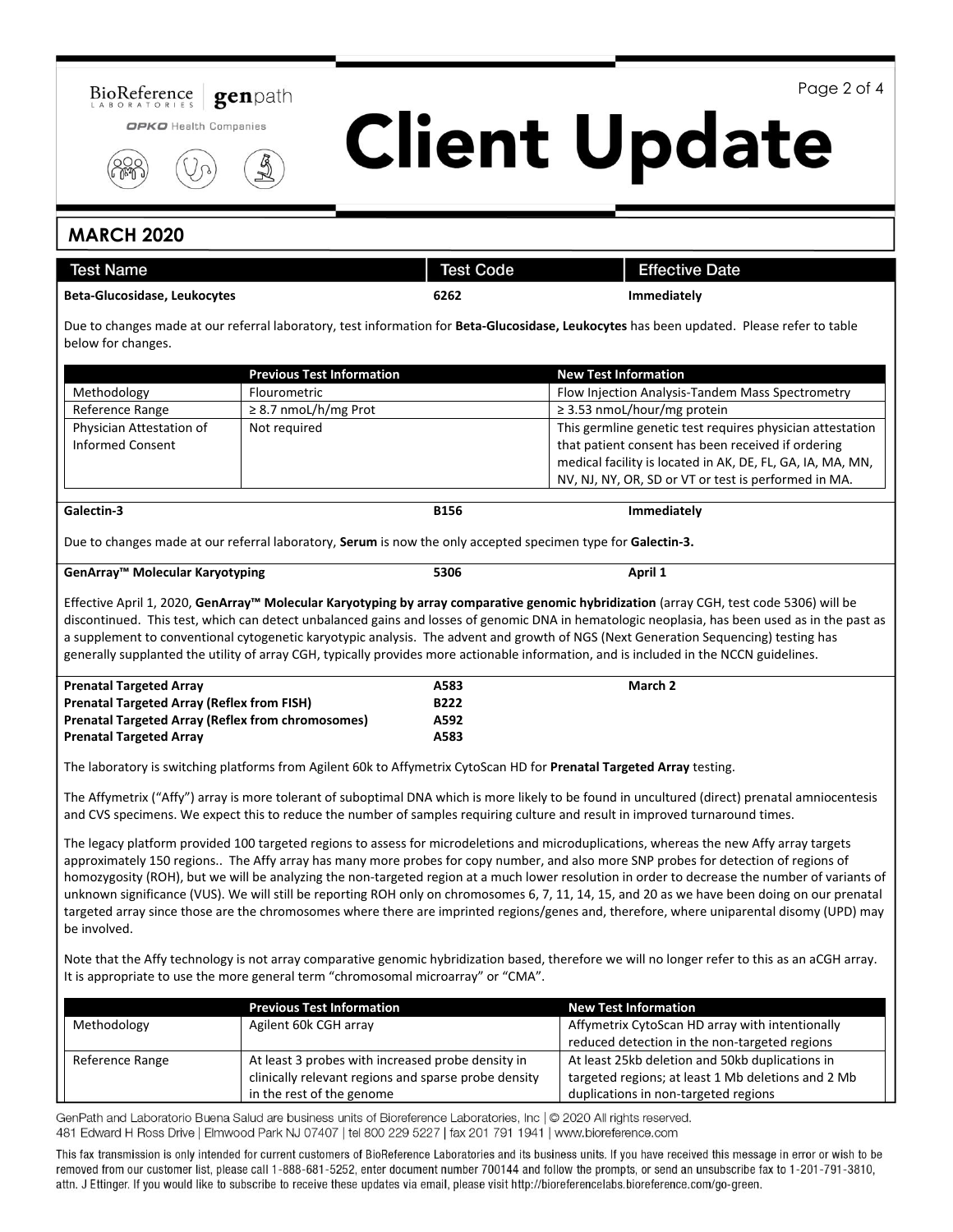# Client Update

## MARCH 2020

| Test Name | Test Code | Effective Date |
|---|---|---|
| **Beta-Glucosidase, Leukocytes** | **6262** | **Immediately** |

Due to changes made at our referral laboratory, test information for **Beta-Glucosidase, Leukocytes** has been updated. Please refer to table below for changes.

| | Previous Test Information | New Test Information |
|---|---|---|
| Methodology | Flourometric | Flow Injection Analysis-Tandem Mass Spectrometry |
| Reference Range | ≥ 8.7 nmoL/h/mg Prot | ≥ 3.53 nmoL/hour/mg protein |
| Physician Attestation of Informed Consent | Not required | This germline genetic test requires physician attestation that patient consent has been received if ordering medical facility is located in AK, DE, FL, GA, IA, MA, MN, NV, NJ, NY, OR, SD or VT or test is performed in MA. |

| Test Name | Test Code | Effective Date |
|---|---|---|
| **Galectin-3** | **B156** | **Immediately** |

Due to changes made at our referral laboratory, **Serum** is now the only accepted specimen type for **Galectin-3.**

| Test Name | Test Code | Effective Date |
|---|---|---|
| **GenArray™ Molecular Karyotyping** | **5306** | **April 1** |

Effective April 1, 2020, **GenArray™ Molecular Karyotyping by array comparative genomic hybridization** (array CGH, test code 5306) will be discontinued. This test, which can detect unbalanced gains and losses of genomic DNA in hematologic neoplasia, has been used as in the past as a supplement to conventional cytogenetic karyotypic analysis. The advent and growth of NGS (Next Generation Sequencing) testing has generally supplanted the utility of array CGH, typically provides more actionable information, and is included in the NCCN guidelines.

| Test Name | Test Code | Effective Date |
|---|---|---|
| **Prenatal Targeted Array** | **A583** | **March 2** |
| **Prenatal Targeted Array (Reflex from FISH)** | **B222** | |
| **Prenatal Targeted Array (Reflex from chromosomes)** | **A592** | |
| **Prenatal Targeted Array** | **A583** | |

The laboratory is switching platforms from Agilent 60k to Affymetrix CytoScan HD for **Prenatal Targeted Array** testing.

The Affymetrix ("Affy") array is more tolerant of suboptimal DNA which is more likely to be found in uncultured (direct) prenatal amniocentesis and CVS specimens. We expect this to reduce the number of samples requiring culture and result in improved turnaround times.

The legacy platform provided 100 targeted regions to assess for microdeletions and microduplications, whereas the new Affy array targets approximately 150 regions.. The Affy array has many more probes for copy number, and also more SNP probes for detection of regions of homozygosity (ROH), but we will be analyzing the non-targeted region at a much lower resolution in order to decrease the number of variants of unknown significance (VUS). We will still be reporting ROH only on chromosomes 6, 7, 11, 14, 15, and 20 as we have been doing on our prenatal targeted array since those are the chromosomes where there are imprinted regions/genes and, therefore, where uniparental disomy (UPD) may be involved.

Note that the Affy technology is not array comparative genomic hybridization based, therefore we will no longer refer to this as an aCGH array. It is appropriate to use the more general term "chromosomal microarray" or "CMA".

| | Previous Test Information | New Test Information |
|---|---|---|
| Methodology | Agilent 60k CGH array | Affymetrix CytoScan HD array with intentionally reduced detection in the non-targeted regions |
| Reference Range | At least 3 probes with increased probe density in clinically relevant regions and sparse probe density in the rest of the genome | At least 25kb deletion and 50kb duplications in targeted regions; at least 1 Mb deletions and 2 Mb duplications in non-targeted regions |

GenPath and Laboratorio Buena Salud are business units of Bioreference Laboratories, Inc | © 2020 All rights reserved.
481 Edward H Ross Drive | Elmwood Park NJ 07407 | tel 800 229 5227 | fax 201 791 1941 | www.bioreference.com

This fax transmission is only intended for current customers of BioReference Laboratories and its business units. If you have received this message in error or wish to be removed from our customer list, please call 1-888-681-5252, enter document number 700144 and follow the prompts, or send an unsubscribe fax to 1-201-791-3810, attn. J Ettinger. If you would like to subscribe to receive these updates via email, please visit http://bioreferencelabs.bioreference.com/go-green.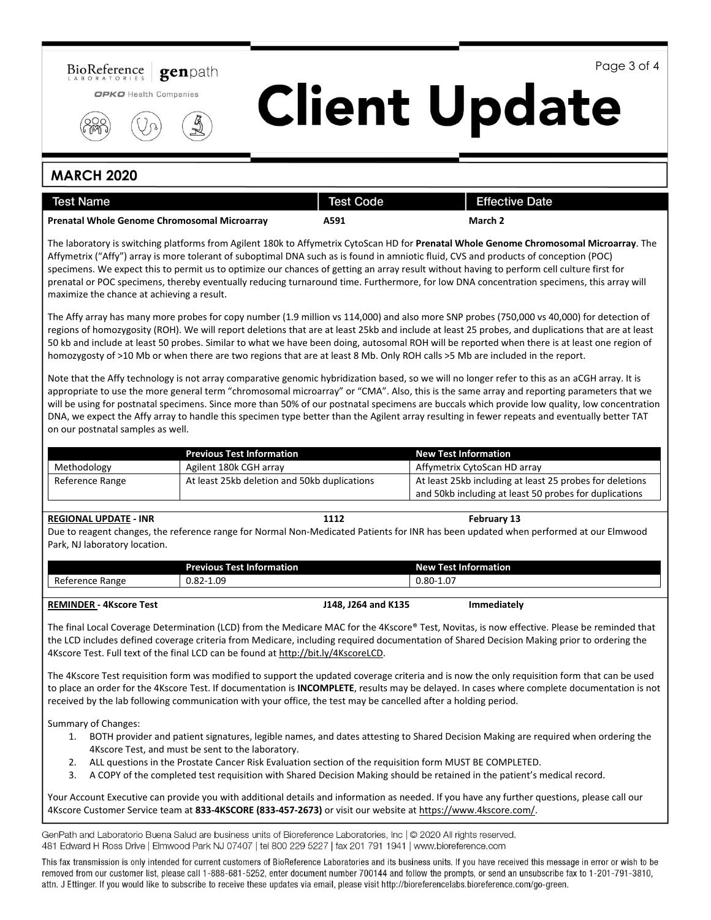BioReference LABORATORIES | genpath

OPKO Health Companies

# Client Update

## MARCH 2020

| Test Name | Test Code | Effective Date |
|---|---|---|
| **Prenatal Whole Genome Chromosomal Microarray** | **A591** | **March 2** |

The laboratory is switching platforms from Agilent 180k to Affymetrix CytoScan HD for **Prenatal Whole Genome Chromosomal Microarray**. The Affymetrix ("Affy") array is more tolerant of suboptimal DNA such as is found in amniotic fluid, CVS and products of conception (POC) specimens. We expect this to permit us to optimize our chances of getting an array result without having to perform cell culture first for prenatal or POC specimens, thereby eventually reducing turnaround time. Furthermore, for low DNA concentration specimens, this array will maximize the chance at achieving a result.

The Affy array has many more probes for copy number (1.9 million vs 114,000) and also more SNP probes (750,000 vs 40,000) for detection of regions of homozygosity (ROH). We will report deletions that are at least 25kb and include at least 25 probes, and duplications that are at least 50 kb and include at least 50 probes. Similar to what we have been doing, autosomal ROH will be reported when there is at least one region of homozygosty of >10 Mb or when there are two regions that are at least 8 Mb. Only ROH calls >5 Mb are included in the report.

Note that the Affy technology is not array comparative genomic hybridization based, so we will no longer refer to this as an aCGH array. It is appropriate to use the more general term "chromosomal microarray" or "CMA". Also, this is the same array and reporting parameters that we will be using for postnatal specimens. Since more than 50% of our postnatal specimens are buccals which provide low quality, low concentration DNA, we expect the Affy array to handle this specimen type better than the Agilent array resulting in fewer repeats and eventually better TAT on our postnatal samples as well.

| | Previous Test Information | New Test Information |
|---|---|---|
| Methodology | Agilent 180k CGH array | Affymetrix CytoScan HD array |
| Reference Range | At least 25kb deletion and 50kb duplications | At least 25kb including at least 25 probes for deletions and 50kb including at least 50 probes for duplications |

| | | |
|---|---|---|
| **REGIONAL UPDATE - INR** | **1112** | **February 13** |

Due to reagent changes, the reference range for Normal Non-Medicated Patients for INR has been updated when performed at our Elmwood Park, NJ laboratory location.

| | Previous Test Information | New Test Information |
|---|---|---|
| Reference Range | 0.82-1.09 | 0.80-1.07 |

| | | |
|---|---|---|
| **REMINDER - 4Kscore Test** | **J148, J264 and K135** | **Immediately** |

The final Local Coverage Determination (LCD) from the Medicare MAC for the 4Kscore® Test, Novitas, is now effective. Please be reminded that the LCD includes defined coverage criteria from Medicare, including required documentation of Shared Decision Making prior to ordering the 4Kscore Test. Full text of the final LCD can be found at http://bit.ly/4KscoreLCD.

The 4Kscore Test requisition form was modified to support the updated coverage criteria and is now the only requisition form that can be used to place an order for the 4Kscore Test. If documentation is **INCOMPLETE**, results may be delayed. In cases where complete documentation is not received by the lab following communication with your office, the test may be cancelled after a holding period.

Summary of Changes:

1. BOTH provider and patient signatures, legible names, and dates attesting to Shared Decision Making are required when ordering the 4Kscore Test, and must be sent to the laboratory.
2. ALL questions in the Prostate Cancer Risk Evaluation section of the requisition form MUST BE COMPLETED.
3. A COPY of the completed test requisition with Shared Decision Making should be retained in the patient's medical record.

Your Account Executive can provide you with additional details and information as needed. If you have any further questions, please call our 4Kscore Customer Service team at **833-4KSCORE (833-457-2673)** or visit our website at https://www.4kscore.com/.

GenPath and Laboratorio Buena Salud are business units of Bioreference Laboratories, Inc | © 2020 All rights reserved.
481 Edward H Ross Drive | Elmwood Park NJ 07407 | tel 800 229 5227 | fax 201 791 1941 | www.bioreference.com

This fax transmission is only intended for current customers of BioReference Laboratories and its business units. If you have received this message in error or wish to be removed from our customer list, please call 1-888-681-5252, enter document number 700144 and follow the prompts, or send an unsubscribe fax to 1-201-791-3810, attn. J Ettinger. If you would like to subscribe to receive these updates via email, please visit http://bioreferencelabs.bioreference.com/go-green.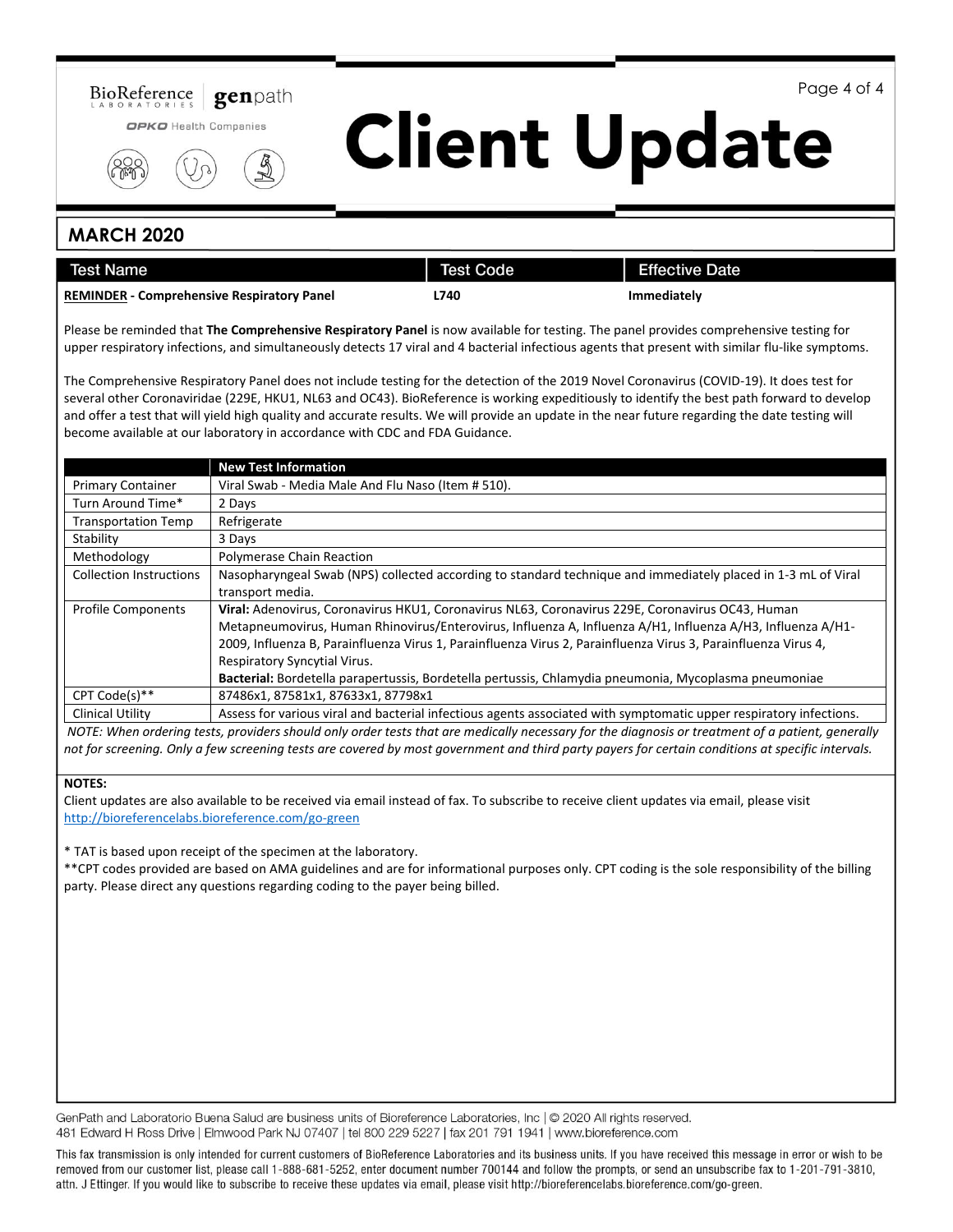# Client Update

## MARCH 2020

| Test Name | Test Code | Effective Date |
|---|---|---|
| **REMINDER - Comprehensive Respiratory Panel** | **L740** | **Immediately** |

Please be reminded that **The Comprehensive Respiratory Panel** is now available for testing. The panel provides comprehensive testing for upper respiratory infections, and simultaneously detects 17 viral and 4 bacterial infectious agents that present with similar flu-like symptoms.

The Comprehensive Respiratory Panel does not include testing for the detection of the 2019 Novel Coronavirus (COVID-19). It does test for several other Coronaviridae (229E, HKU1, NL63 and OC43). BioReference is working expeditiously to identify the best path forward to develop and offer a test that will yield high quality and accurate results. We will provide an update in the near future regarding the date testing will become available at our laboratory in accordance with CDC and FDA Guidance.

| | New Test Information |
|---|---|
| Primary Container | Viral Swab - Media Male And Flu Naso (Item # 510). |
| Turn Around Time* | 2 Days |
| Transportation Temp | Refrigerate |
| Stability | 3 Days |
| Methodology | Polymerase Chain Reaction |
| Collection Instructions | Nasopharyngeal Swab (NPS) collected according to standard technique and immediately placed in 1-3 mL of Viral transport media. |
| Profile Components | **Viral:** Adenovirus, Coronavirus HKU1, Coronavirus NL63, Coronavirus 229E, Coronavirus OC43, Human Metapneumovirus, Human Rhinovirus/Enterovirus, Influenza A, Influenza A/H1, Influenza A/H3, Influenza A/H1-2009, Influenza B, Parainfluenza Virus 1, Parainfluenza Virus 2, Parainfluenza Virus 3, Parainfluenza Virus 4, Respiratory Syncytial Virus. **Bacterial:** Bordetella parapertussis, Bordetella pertussis, Chlamydia pneumonia, Mycoplasma pneumoniae |
| CPT Code(s)** | 87486x1, 87581x1, 87633x1, 87798x1 |
| Clinical Utility | Assess for various viral and bacterial infectious agents associated with symptomatic upper respiratory infections. |

*NOTE: When ordering tests, providers should only order tests that are medically necessary for the diagnosis or treatment of a patient, generally not for screening. Only a few screening tests are covered by most government and third party payers for certain conditions at specific intervals.*

**NOTES:**

Client updates are also available to be received via email instead of fax. To subscribe to receive client updates via email, please visit http://bioreferencelabs.bioreference.com/go-green

* TAT is based upon receipt of the specimen at the laboratory.

**CPT codes provided are based on AMA guidelines and are for informational purposes only. CPT coding is the sole responsibility of the billing party. Please direct any questions regarding coding to the payer being billed.

GenPath and Laboratorio Buena Salud are business units of Bioreference Laboratories, Inc | © 2020 All rights reserved.
481 Edward H Ross Drive | Elmwood Park NJ 07407 | tel 800 229 5227 | fax 201 791 1941 | www.bioreference.com

This fax transmission is only intended for current customers of BioReference Laboratories and its business units. If you have received this message in error or wish to be removed from our customer list, please call 1-888-681-5252, enter document number 700144 and follow the prompts, or send an unsubscribe fax to 1-201-791-3810, attn. J Ettinger. If you would like to subscribe to receive these updates via email, please visit http://bioreferencelabs.bioreference.com/go-green.